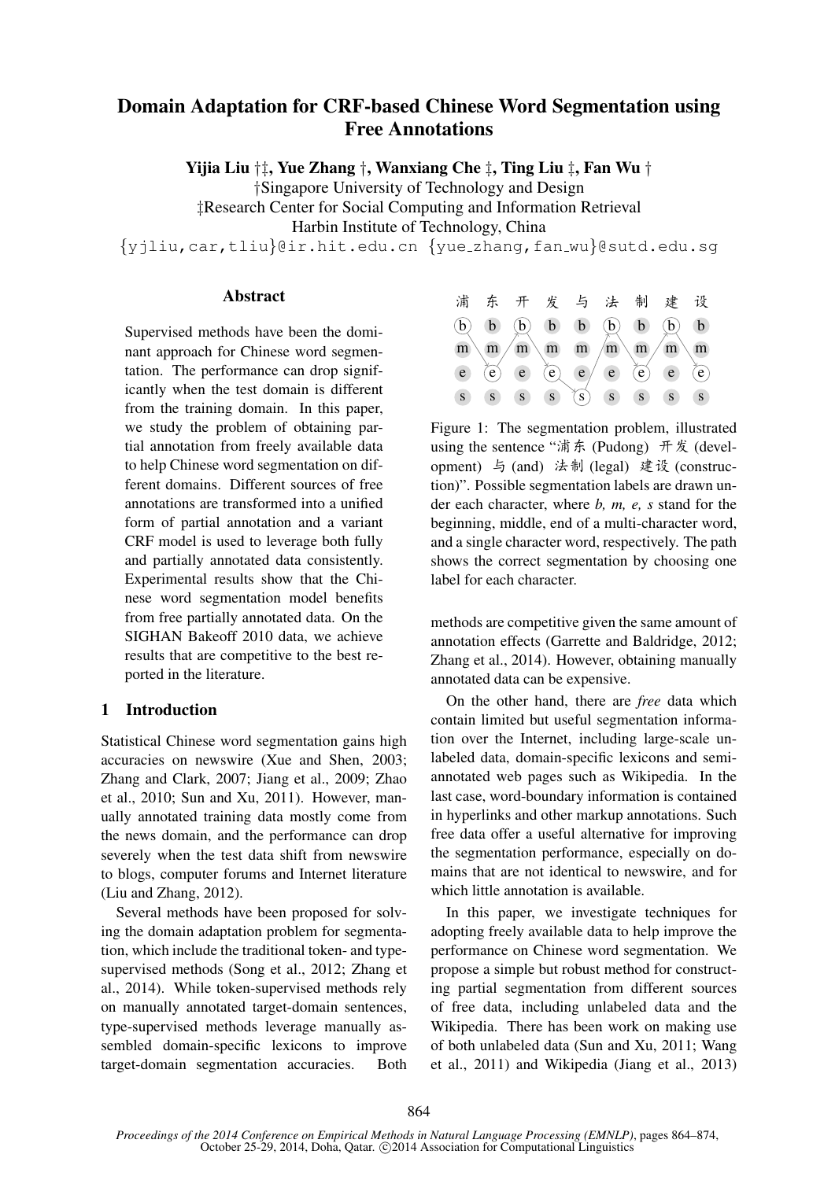# Domain Adaptation for CRF-based Chinese Word Segmentation using Free Annotations

**Yijia Liu †‡, Yue Zhang †, Wanxiang Che ‡, Ting Liu ‡, Fan Wu †**

†Singapore University of Technology and Design

‡Research Center for Social Computing and Information Retrieval

Harbin Institute of Technology, China

{yjliu,car,tliu}@ir.hit.edu.cn {yue_zhang,fan_wu}@sutd.edu.sg

## Abstract

Supervised methods have been the dominant approach for Chinese word segmentation. The performance can drop significantly when the test domain is different from the training domain. In this paper, we study the problem of obtaining partial annotation from freely available data to help Chinese word segmentation on different domains. Different sources of free annotations are transformed into a unified form of partial annotation and a variant CRF model is used to leverage both fully and partially annotated data consistently. Experimental results show that the Chinese word segmentation model benefits from free partially annotated data. On the SIGHAN Bakeoff 2010 data, we achieve results that are competitive to the best reported in the literature.

## 1 Introduction

Statistical Chinese word segmentation gains high accuracies on newswire (Xue and Shen, 2003; Zhang and Clark, 2007; Jiang et al., 2009; Zhao et al., 2010; Sun and Xu, 2011). However, manually annotated training data mostly come from the news domain, and the performance can drop severely when the test data shift from newswire to blogs, computer forums and Internet literature (Liu and Zhang, 2012).

Several methods have been proposed for solving the domain adaptation problem for segmentation, which include the traditional token- and type-supervised methods (Song et al., 2012; Zhang et al., 2014). While token-supervised methods rely on manually annotated target-domain sentences, type-supervised methods leverage manually assembled domain-specific lexicons to improve target-domain segmentation accuracies. Both methods are competitive given the same amount of annotation effects (Garrette and Baldridge, 2012; Zhang et al., 2014). However, obtaining manually annotated data can be expensive.

| 浦 | 东 | 开 | 发 | 与 | 法 | 制 | 建 | 设 |
|---|---|---|---|---|---|---|---|---|
| b | b | b | b | b | b | b | b | b |
| m | m | m | m | m | m | m | m | m |
| e | e | e | e | e | e | e | e | e |
| s | s | s | s | s | s | s | s | s |

Figure 1: The segmentation problem, illustrated using the sentence "浦东 (Pudong) 开发 (development) 与 (and) 法制 (legal) 建设 (construction)". Possible segmentation labels are drawn under each character, where *b, m, e, s* stand for the beginning, middle, end of a multi-character word, and a single character word, respectively. The path shows the correct segmentation by choosing one label for each character.

On the other hand, there are *free* data which contain limited but useful segmentation information over the Internet, including large-scale unlabeled data, domain-specific lexicons and semi-annotated web pages such as Wikipedia. In the last case, word-boundary information is contained in hyperlinks and other markup annotations. Such free data offer a useful alternative for improving the segmentation performance, especially on domains that are not identical to newswire, and for which little annotation is available.

In this paper, we investigate techniques for adopting freely available data to help improve the performance on Chinese word segmentation. We propose a simple but robust method for constructing partial segmentation from different sources of free data, including unlabeled data and the Wikipedia. There has been work on making use of both unlabeled data (Sun and Xu, 2011; Wang et al., 2011) and Wikipedia (Jiang et al., 2013)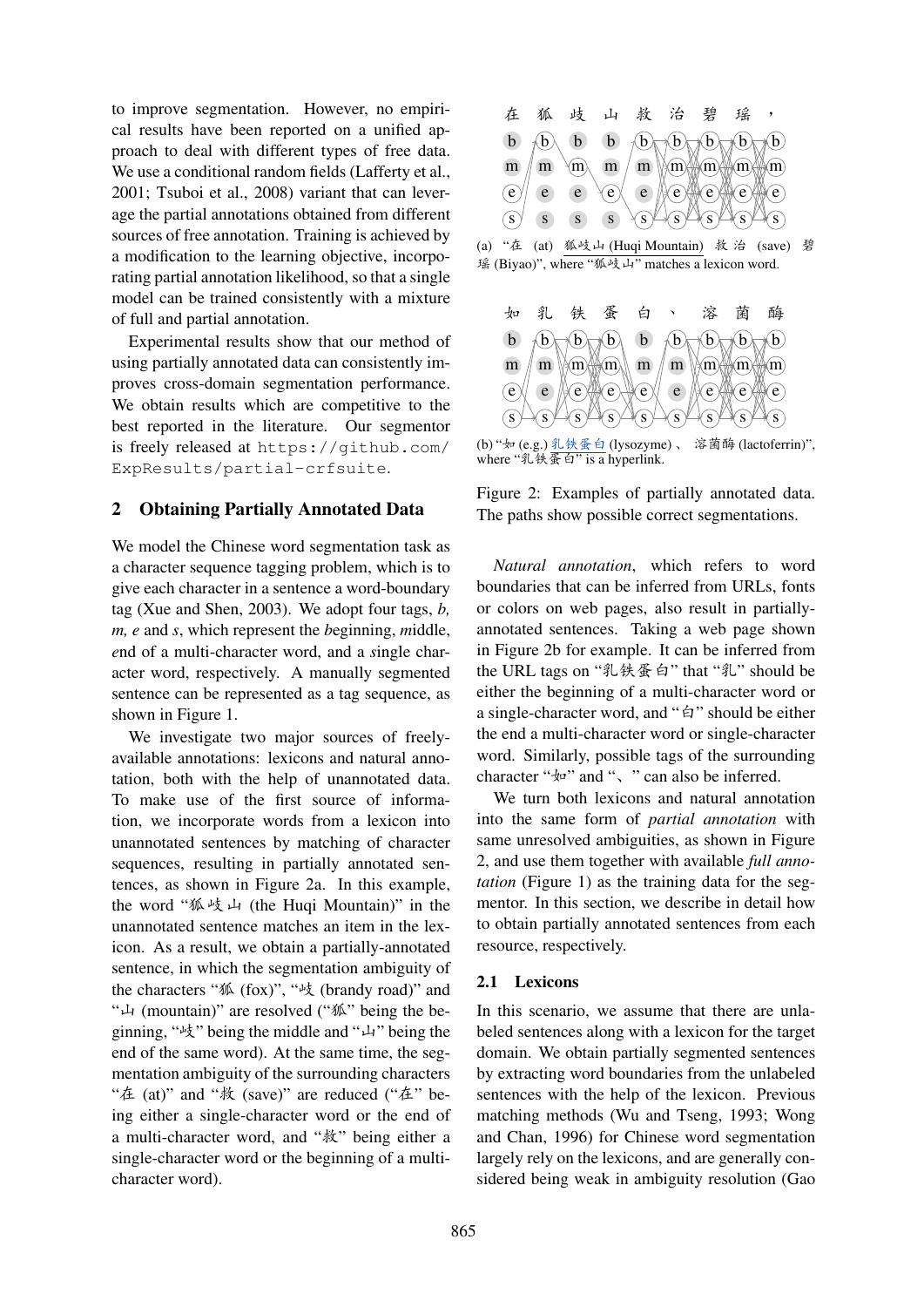to improve segmentation. However, no empirical results have been reported on a unified approach to deal with different types of free data. We use a conditional random fields (Lafferty et al., 2001; Tsuboi et al., 2008) variant that can leverage the partial annotations obtained from different sources of free annotation. Training is achieved by a modification to the learning objective, incorporating partial annotation likelihood, so that a single model can be trained consistently with a mixture of full and partial annotation.

Experimental results show that our method of using partially annotated data can consistently improves cross-domain segmentation performance. We obtain results which are competitive to the best reported in the literature. Our segmentor is freely released at https://github.com/ExpResults/partial-crfsuite.

## 2 Obtaining Partially Annotated Data

We model the Chinese word segmentation task as a character sequence tagging problem, which is to give each character in a sentence a word-boundary tag (Xue and Shen, 2003). We adopt four tags, *b, m, e* and *s*, which represent the *b*eginning, *m*iddle, *e*nd of a multi-character word, and a *s*ingle character word, respectively. A manually segmented sentence can be represented as a tag sequence, as shown in Figure 1.

We investigate two major sources of freely-available annotations: lexicons and natural annotation, both with the help of unannotated data. To make use of the first source of information, we incorporate words from a lexicon into unannotated sentences by matching of character sequences, resulting in partially annotated sentences, as shown in Figure 2a. In this example, the word "狐岐山 (the Huqi Mountain)" in the unannotated sentence matches an item in the lexicon. As a result, we obtain a partially-annotated sentence, in which the segmentation ambiguity of the characters "狐 (fox)", "岐 (brandy road)" and "山 (mountain)" are resolved ("狐" being the beginning, "岐" being the middle and "山" being the end of the same word). At the same time, the segmentation ambiguity of the surrounding characters "在 (at)" and "救 (save)" are reduced ("在" being either a single-character word or the end of a multi-character word, and "救" being either a single-character word or the beginning of a multi-character word).

(a) "在 (at) 狐岐山 (Huqi Mountain) 救 治 (save) 碧 瑶 (Biyao)", where "狐岐山" matches a lexicon word.

(b) "如 (e.g.) 乳铁蛋白 (lysozyme) 、 溶菌酶 (lactoferrin)", where "乳铁蛋白" is a hyperlink.

Figure 2: Examples of partially annotated data. The paths show possible correct segmentations.

*Natural annotation*, which refers to word boundaries that can be inferred from URLs, fonts or colors on web pages, also result in partially-annotated sentences. Taking a web page shown in Figure 2b for example. It can be inferred from the URL tags on "乳铁蛋白" that "乳" should be either the beginning of a multi-character word or a single-character word, and "白" should be either the end a multi-character word or single-character word. Similarly, possible tags of the surrounding character "如" and "、" can also be inferred.

We turn both lexicons and natural annotation into the same form of *partial annotation* with same unresolved ambiguities, as shown in Figure 2, and use them together with available *full annotation* (Figure 1) as the training data for the segmentor. In this section, we describe in detail how to obtain partially annotated sentences from each resource, respectively.

### 2.1 Lexicons

In this scenario, we assume that there are unlabeled sentences along with a lexicon for the target domain. We obtain partially segmented sentences by extracting word boundaries from the unlabeled sentences with the help of the lexicon. Previous matching methods (Wu and Tseng, 1993; Wong and Chan, 1996) for Chinese word segmentation largely rely on the lexicons, and are generally considered being weak in ambiguity resolution (Gao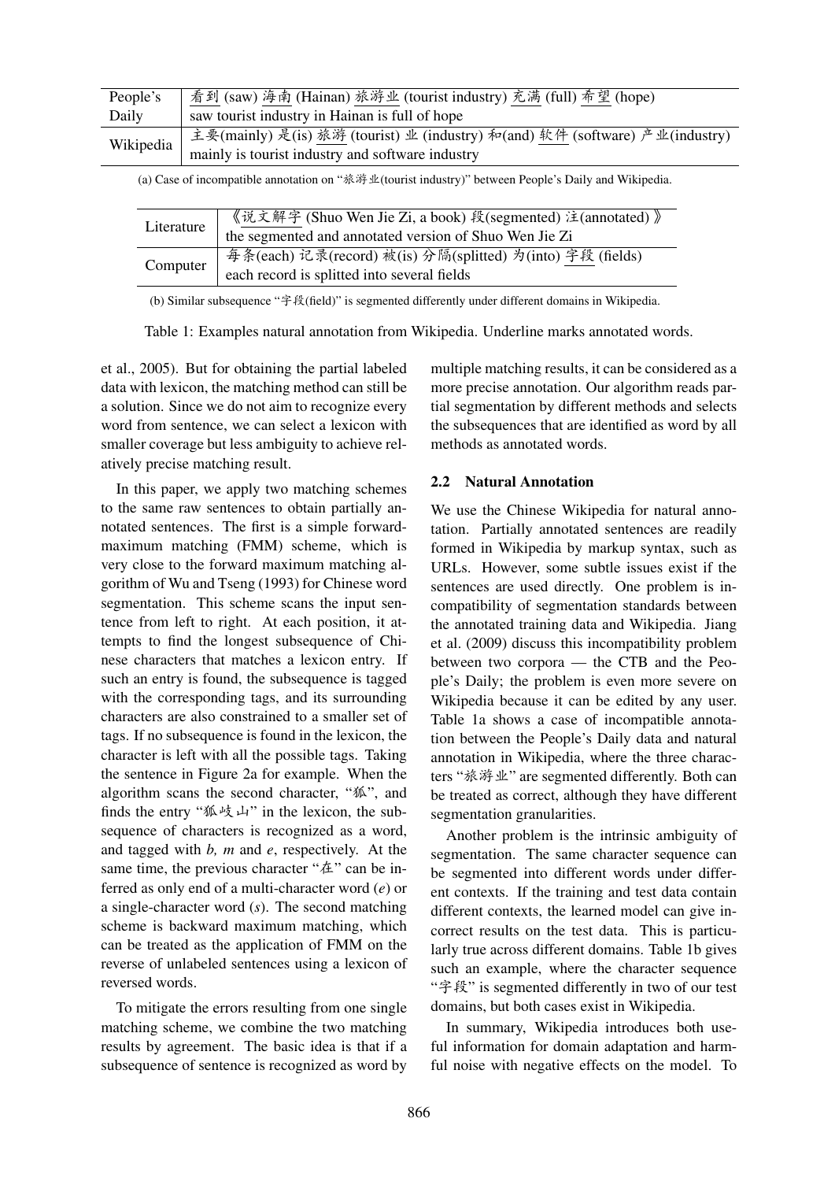| People's Daily | 看到 (saw) 海南 (Hainan) 旅游业 (tourist industry) 充满 (full) 希望 (hope)<br>saw tourist industry in Hainan is full of hope |
|---|---|
| Wikipedia | 主要(mainly) 是(is) 旅游 (tourist) 业 (industry) 和(and) 软件 (software) 产业(industry)<br>mainly is tourist industry and software industry |

(a) Case of incompatible annotation on "旅游业(tourist industry)" between People's Daily and Wikipedia.

| Literature | 《说文解字 (Shuo Wen Jie Zi, a book) 段(segmented) 注(annotated) 》<br>the segmented and annotated version of Shuo Wen Jie Zi |
|---|---|
| Computer | 每条(each) 记录(record) 被(is) 分隔(splitted) 为(into) 字段 (fields)<br>each record is splitted into several fields |

(b) Similar subsequence "字段(field)" is segmented differently under different domains in Wikipedia.

Table 1: Examples natural annotation from Wikipedia. Underline marks annotated words.

et al., 2005). But for obtaining the partial labeled data with lexicon, the matching method can still be a solution. Since we do not aim to recognize every word from sentence, we can select a lexicon with smaller coverage but less ambiguity to achieve relatively precise matching result.

In this paper, we apply two matching schemes to the same raw sentences to obtain partially annotated sentences. The first is a simple forward-maximum matching (FMM) scheme, which is very close to the forward maximum matching algorithm of Wu and Tseng (1993) for Chinese word segmentation. This scheme scans the input sentence from left to right. At each position, it attempts to find the longest subsequence of Chinese characters that matches a lexicon entry. If such an entry is found, the subsequence is tagged with the corresponding tags, and its surrounding characters are also constrained to a smaller set of tags. If no subsequence is found in the lexicon, the character is left with all the possible tags. Taking the sentence in Figure 2a for example. When the algorithm scans the second character, "狐", and finds the entry "狐岐山" in the lexicon, the subsequence of characters is recognized as a word, and tagged with *b, m* and *e*, respectively. At the same time, the previous character "在" can be inferred as only end of a multi-character word (*e*) or a single-character word (*s*). The second matching scheme is backward maximum matching, which can be treated as the application of FMM on the reverse of unlabeled sentences using a lexicon of reversed words.

To mitigate the errors resulting from one single matching scheme, we combine the two matching results by agreement. The basic idea is that if a subsequence of sentence is recognized as word by multiple matching results, it can be considered as a more precise annotation. Our algorithm reads partial segmentation by different methods and selects the subsequences that are identified as word by all methods as annotated words.

### 2.2 Natural Annotation

We use the Chinese Wikipedia for natural annotation. Partially annotated sentences are readily formed in Wikipedia by markup syntax, such as URLs. However, some subtle issues exist if the sentences are used directly. One problem is incompatibility of segmentation standards between the annotated training data and Wikipedia. Jiang et al. (2009) discuss this incompatibility problem between two corpora — the CTB and the People's Daily; the problem is even more severe on Wikipedia because it can be edited by any user. Table 1a shows a case of incompatible annotation between the People's Daily data and natural annotation in Wikipedia, where the three characters "旅游业" are segmented differently. Both can be treated as correct, although they have different segmentation granularities.

Another problem is the intrinsic ambiguity of segmentation. The same character sequence can be segmented into different words under different contexts. If the training and test data contain different contexts, the learned model can give incorrect results on the test data. This is particularly true across different domains. Table 1b gives such an example, where the character sequence "字段" is segmented differently in two of our test domains, but both cases exist in Wikipedia.

In summary, Wikipedia introduces both useful information for domain adaptation and harmful noise with negative effects on the model. To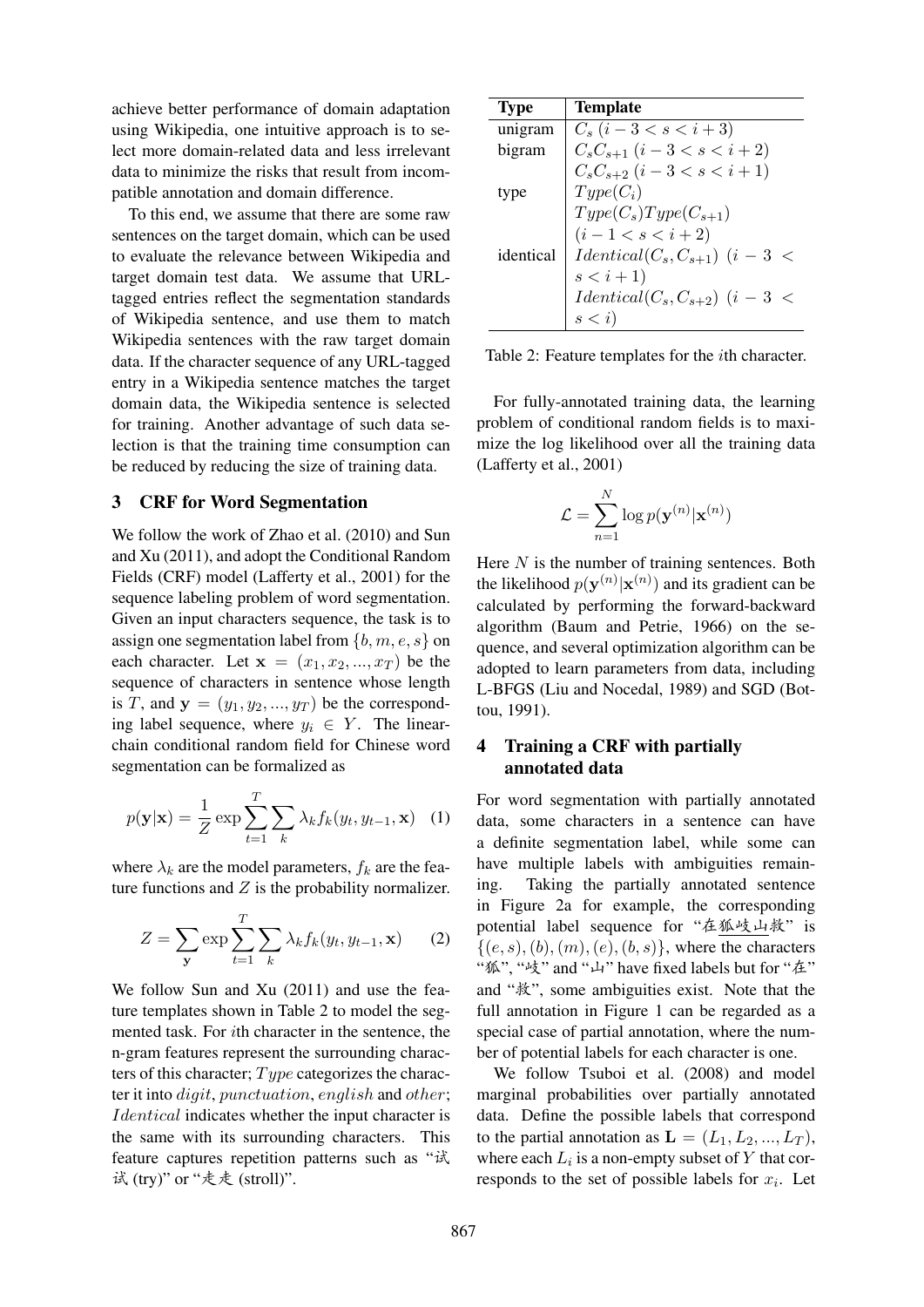achieve better performance of domain adaptation using Wikipedia, one intuitive approach is to select more domain-related data and less irrelevant data to minimize the risks that result from incompatible annotation and domain difference.

To this end, we assume that there are some raw sentences on the target domain, which can be used to evaluate the relevance between Wikipedia and target domain test data. We assume that URL-tagged entries reflect the segmentation standards of Wikipedia sentence, and use them to match Wikipedia sentences with the raw target domain data. If the character sequence of any URL-tagged entry in a Wikipedia sentence matches the target domain data, the Wikipedia sentence is selected for training. Another advantage of such data selection is that the training time consumption can be reduced by reducing the size of training data.

## 3 CRF for Word Segmentation

We follow the work of Zhao et al. (2010) and Sun and Xu (2011), and adopt the Conditional Random Fields (CRF) model (Lafferty et al., 2001) for the sequence labeling problem of word segmentation. Given an input characters sequence, the task is to assign one segmentation label from $\{b, m, e, s\}$ on each character. Let $\mathbf{x} = (x_1, x_2, ..., x_T)$ be the sequence of characters in sentence whose length is $T$, and $\mathbf{y} = (y_1, y_2, ..., y_T)$ be the corresponding label sequence, where $y_i \in Y$. The linear-chain conditional random field for Chinese word segmentation can be formalized as

$$p(\mathbf{y}|\mathbf{x}) = \frac{1}{Z} \exp \sum_{t=1}^{T} \sum_{k} \lambda_k f_k(y_t, y_{t-1}, \mathbf{x}) \quad (1)$$

where $\lambda_k$ are the model parameters, $f_k$ are the feature functions and $Z$ is the probability normalizer.

$$Z = \sum_{\mathbf{y}} \exp \sum_{t=1}^{T} \sum_{k} \lambda_k f_k(y_t, y_{t-1}, \mathbf{x}) \quad (2)$$

We follow Sun and Xu (2011) and use the feature templates shown in Table 2 to model the segmented task. For $i$th character in the sentence, the n-gram features represent the surrounding characters of this character; $Type$ categorizes the character it into $digit$, $punctuation$, $english$ and $other$; $Identical$ indicates whether the input character is the same with its surrounding characters. This feature captures repetition patterns such as "试试 (try)" or "走走 (stroll)".

| Type | Template |
|---|---|
| unigram | $C_s$ $(i-3 < s < i+3)$ |
| bigram | $C_sC_{s+1}$ $(i-3 < s < i+2)$ |
| | $C_sC_{s+2}$ $(i-3 < s < i+1)$ |
| type | $Type(C_i)$ |
| | $Type(C_s)Type(C_{s+1})$ $(i-1 < s < i+2)$ |
| identical | $Identical(C_s, C_{s+1})$ $(i-3 < s < i+1)$ |
| | $Identical(C_s, C_{s+2})$ $(i-3 < s < i)$ |

Table 2: Feature templates for the $i$th character.

For fully-annotated training data, the learning problem of conditional random fields is to maximize the log likelihood over all the training data (Lafferty et al., 2001)

$$\mathcal{L} = \sum_{n=1}^{N} \log p(\mathbf{y}^{(n)}|\mathbf{x}^{(n)})$$

Here $N$ is the number of training sentences. Both the likelihood $p(\mathbf{y}^{(n)}|\mathbf{x}^{(n)})$ and its gradient can be calculated by performing the forward-backward algorithm (Baum and Petrie, 1966) on the sequence, and several optimization algorithm can be adopted to learn parameters from data, including L-BFGS (Liu and Nocedal, 1989) and SGD (Bottou, 1991).

## 4 Training a CRF with partially annotated data

For word segmentation with partially annotated data, some characters in a sentence can have a definite segmentation label, while some can have multiple labels with ambiguities remaining. Taking the partially annotated sentence in Figure 2a for example, the corresponding potential label sequence for "在狐岐山救" is $\{(e, s), (b), (m), (e), (b, s)\}$, where the characters "狐", "岐" and "山" have fixed labels but for "在" and "救", some ambiguities exist. Note that the full annotation in Figure 1 can be regarded as a special case of partial annotation, where the number of potential labels for each character is one.

We follow Tsuboi et al. (2008) and model marginal probabilities over partially annotated data. Define the possible labels that correspond to the partial annotation as $\mathbf{L} = (L_1, L_2, ..., L_T)$, where each $L_i$ is a non-empty subset of $Y$ that corresponds to the set of possible labels for $x_i$. Let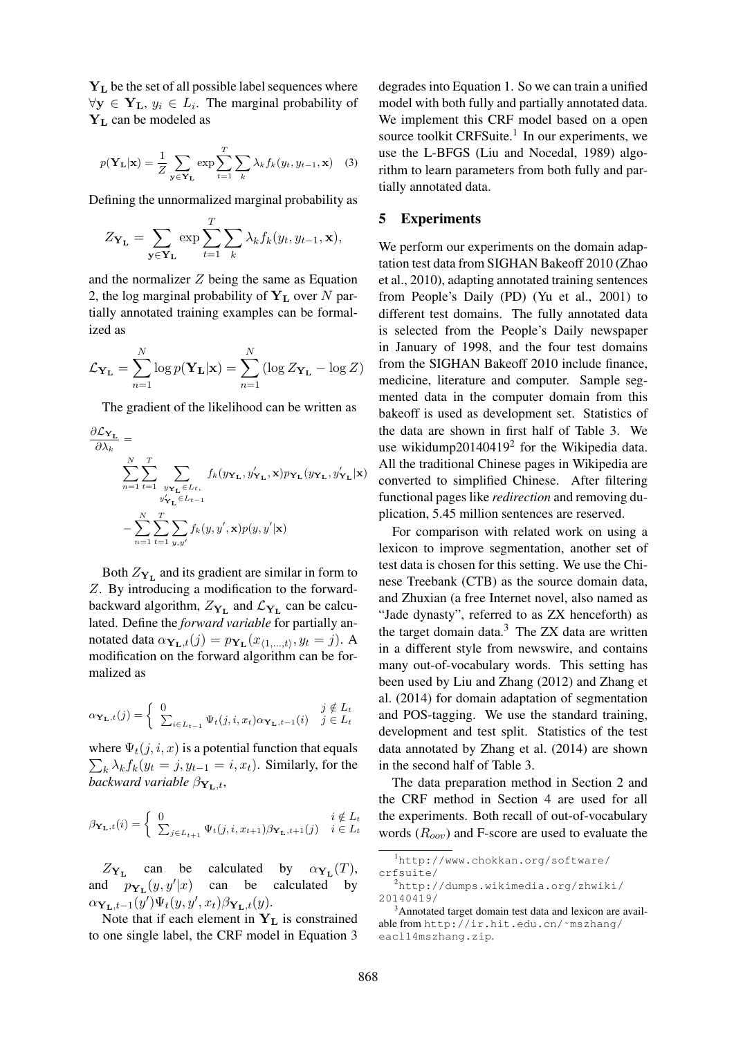$\mathbf{Y_L}$ be the set of all possible label sequences where $\forall \mathbf{y} \in \mathbf{Y_L}$, $y_i \in L_i$. The marginal probability of $\mathbf{Y_L}$ can be modeled as

$$p(\mathbf{Y_L}|\mathbf{x}) = \frac{1}{Z} \sum_{\mathbf{y} \in \mathbf{Y_L}} \exp \sum_{t=1}^{T} \sum_{k} \lambda_k f_k(y_t, y_{t-1}, \mathbf{x}) \quad (3)$$

Defining the unnormalized marginal probability as

$$Z_{\mathbf{Y_L}} = \sum_{\mathbf{y} \in \mathbf{Y_L}} \exp \sum_{t=1}^{T} \sum_{k} \lambda_k f_k(y_t, y_{t-1}, \mathbf{x}),$$

and the normalizer $Z$ being the same as Equation 2, the log marginal probability of $\mathbf{Y_L}$ over $N$ partially annotated training examples can be formalized as

$$\mathcal{L}_{\mathbf{Y_L}} = \sum_{n=1}^{N} \log p(\mathbf{Y_L}|\mathbf{x}) = \sum_{n=1}^{N} (\log Z_{\mathbf{Y_L}} - \log Z)$$

The gradient of the likelihood can be written as

$$\frac{\partial \mathcal{L}_{\mathbf{Y_L}}}{\partial \lambda_k} = \sum_{n=1}^{N} \sum_{t=1}^{T} \sum_{\substack{y_{\mathbf{Y_L}} \in L_t, \\ y'_{\mathbf{Y_L}} \in L_{t-1}}} f_k(y_{\mathbf{Y_L}}, y'_{\mathbf{Y_L}}, \mathbf{x}) p_{\mathbf{Y_L}}(y_{\mathbf{Y_L}}, y'_{\mathbf{Y_L}}|\mathbf{x}) - \sum_{n=1}^{N} \sum_{t=1}^{T} \sum_{y,y'} f_k(y, y', \mathbf{x}) p(y, y'|\mathbf{x})$$

Both $Z_{\mathbf{Y_L}}$ and its gradient are similar in form to $Z$. By introducing a modification to the forward-backward algorithm, $Z_{\mathbf{Y_L}}$ and $\mathcal{L}_{\mathbf{Y_L}}$ can be calculated. Define the *forward variable* for partially annotated data $\alpha_{\mathbf{Y_L},t}(j) = p_{\mathbf{Y_L}}(x_{\langle 1,\ldots,t \rangle}, y_t = j)$. A modification on the forward algorithm can be formalized as

$$\alpha_{\mathbf{Y_L},t}(j) = \begin{cases} 0 & j \notin L_t \\ \sum_{i \in L_{t-1}} \Psi_t(j, i, x_t) \alpha_{\mathbf{Y_L},t-1}(i) & j \in L_t \end{cases}$$

where $\Psi_t(j, i, x)$ is a potential function that equals $\sum_k \lambda_k f_k(y_t = j, y_{t-1} = i, x_t)$. Similarly, for the *backward variable* $\beta_{\mathbf{Y_L},t}$,

$$\beta_{\mathbf{Y_L},t}(i) = \begin{cases} 0 & i \notin L_t \\ \sum_{j \in L_{t+1}} \Psi_t(j, i, x_{t+1}) \beta_{\mathbf{Y_L},t+1}(j) & i \in L_t \end{cases}$$

$Z_{\mathbf{Y_L}}$ can be calculated by $\alpha_{\mathbf{Y_L}}(T)$, and $p_{\mathbf{Y_L}}(y, y'|x)$ can be calculated by $\alpha_{\mathbf{Y_L},t-1}(y') \Psi_t(y, y', x_t) \beta_{\mathbf{Y_L},t}(y)$.

Note that if each element in $\mathbf{Y_L}$ is constrained to one single label, the CRF model in Equation 3 degrades into Equation 1. So we can train a unified model with both fully and partially annotated data. We implement this CRF model based on a open source toolkit CRFSuite.[1] In our experiments, we use the L-BFGS (Liu and Nocedal, 1989) algorithm to learn parameters from both fully and partially annotated data.

## 5 Experiments

We perform our experiments on the domain adaptation test data from SIGHAN Bakeoff 2010 (Zhao et al., 2010), adapting annotated training sentences from People's Daily (PD) (Yu et al., 2001) to different test domains. The fully annotated data is selected from the People's Daily newspaper in January of 1998, and the four test domains from the SIGHAN Bakeoff 2010 include finance, medicine, literature and computer. Sample segmented data in the computer domain from this bakeoff is used as development set. Statistics of the data are shown in first half of Table 3. We use wikidump20140419[2] for the Wikipedia data. All the traditional Chinese pages in Wikipedia are converted to simplified Chinese. After filtering functional pages like *redirection* and removing duplication, 5.45 million sentences are reserved.

For comparison with related work on using a lexicon to improve segmentation, another set of test data is chosen for this setting. We use the Chinese Treebank (CTB) as the source domain data, and Zhuxian (a free Internet novel, also named as "Jade dynasty", referred to as ZX henceforth) as the target domain data.[3] The ZX data are written in a different style from newswire, and contains many out-of-vocabulary words. This setting has been used by Liu and Zhang (2012) and Zhang et al. (2014) for domain adaptation of segmentation and POS-tagging. We use the standard training, development and test split. Statistics of the test data annotated by Zhang et al. (2014) are shown in the second half of Table 3.

The data preparation method in Section 2 and the CRF method in Section 4 are used for all the experiments. Both recall of out-of-vocabulary words ($R_{oov}$) and F-score are used to evaluate the

[1] http://www.chokkan.org/software/crfsuite/

[2] http://dumps.wikimedia.org/zhwiki/20140419/

[3] Annotated target domain test data and lexicon are available from http://ir.hit.edu.cn/~mszhang/eacl14mszhang.zip.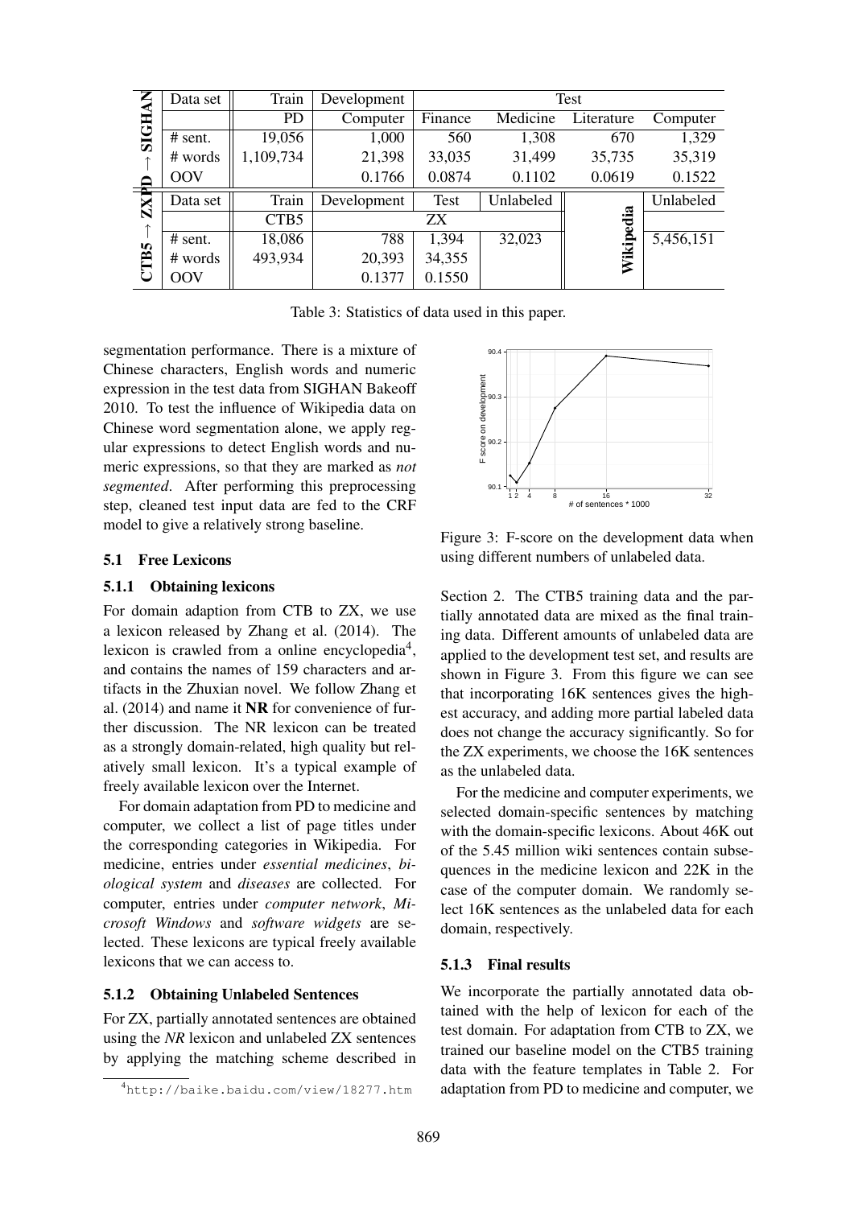| PD → SIGHAN | Data set | Train | Development | Test | | | |
|---|---|---|---|---|---|---|---|
| | | PD | Computer | Finance | Medicine | Literature | Computer |
| | # sent. | 19,056 | 1,000 | 560 | 1,308 | 670 | 1,329 |
| | # words | 1,109,734 | 21,398 | 33,035 | 31,499 | 35,735 | 35,319 |
| | OOV | | 0.1766 | 0.0874 | 0.1102 | 0.0619 | 0.1522 |

| CTB5 → ZX | Data set | Train | Development | Test | Unlabeled | Wikipedia | Unlabeled |
|---|---|---|---|---|---|---|---|
| | | CTB5 | ZX | | | | |
| | # sent. | 18,086 | 788 | 1,394 | 32,023 | | 5,456,151 |
| | # words | 493,934 | 20,393 | 34,355 | | | |
| | OOV | | 0.1377 | 0.1550 | | | |

Table 3: Statistics of data used in this paper.

segmentation performance. There is a mixture of Chinese characters, English words and numeric expression in the test data from SIGHAN Bakeoff 2010. To test the influence of Wikipedia data on Chinese word segmentation alone, we apply regular expressions to detect English words and numeric expressions, so that they are marked as *not segmented*. After performing this preprocessing step, cleaned test input data are fed to the CRF model to give a relatively strong baseline.

## 5.1 Free Lexicons

### 5.1.1 Obtaining lexicons

For domain adaption from CTB to ZX, we use a lexicon released by Zhang et al. (2014). The lexicon is crawled from a online encyclopedia[4], and contains the names of 159 characters and artifacts in the Zhuxian novel. We follow Zhang et al. (2014) and name it **NR** for convenience of further discussion. The NR lexicon can be treated as a strongly domain-related, high quality but relatively small lexicon. It's a typical example of freely available lexicon over the Internet.

For domain adaptation from PD to medicine and computer, we collect a list of page titles under the corresponding categories in Wikipedia. For medicine, entries under *essential medicines*, *biological system* and *diseases* are collected. For computer, entries under *computer network*, *Microsoft Windows* and *software widgets* are selected. These lexicons are typical freely available lexicons that we can access to.

### 5.1.2 Obtaining Unlabeled Sentences

For ZX, partially annotated sentences are obtained using the *NR* lexicon and unlabeled ZX sentences by applying the matching scheme described in Section 2. The CTB5 training data and the partially annotated data are mixed as the final training data. Different amounts of unlabeled data are applied to the development test set, and results are shown in Figure 3. From this figure we can see that incorporating 16K sentences gives the highest accuracy, and adding more partial labeled data does not change the accuracy significantly. So for the ZX experiments, we choose the 16K sentences as the unlabeled data.

Figure 3: F-score on the development data when using different numbers of unlabeled data.

For the medicine and computer experiments, we selected domain-specific sentences by matching with the domain-specific lexicons. About 46K out of the 5.45 million wiki sentences contain subsequences in the medicine lexicon and 22K in the case of the computer domain. We randomly select 16K sentences as the unlabeled data for each domain, respectively.

### 5.1.3 Final results

We incorporate the partially annotated data obtained with the help of lexicon for each of the test domain. For adaptation from CTB to ZX, we trained our baseline model on the CTB5 training data with the feature templates in Table 2. For adaptation from PD to medicine and computer, we

[4] http://baike.baidu.com/view/18277.htm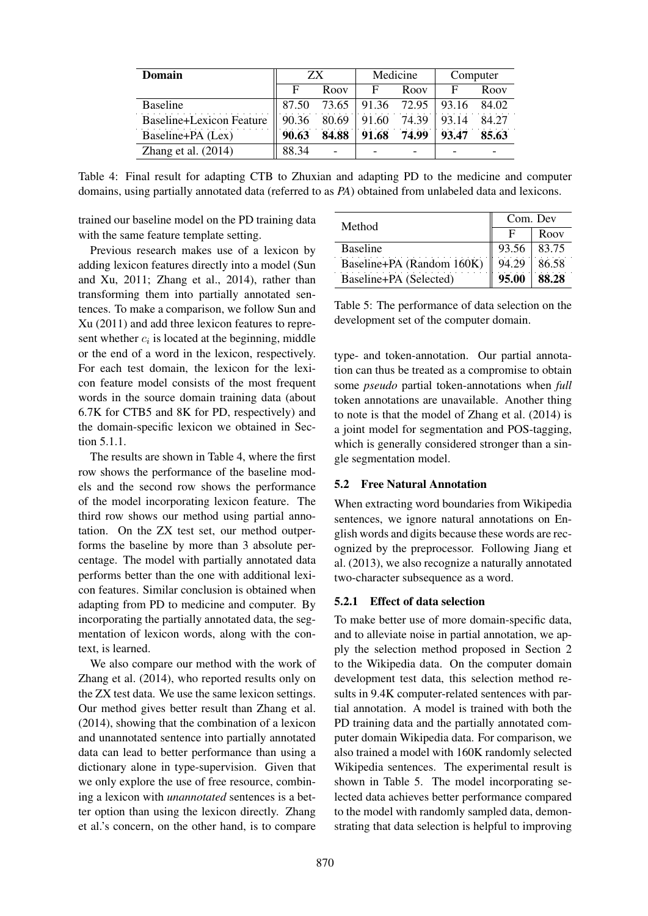| Domain | ZX | | Medicine | | Computer | |
|---|---|---|---|---|---|---|
| | F | Roov | F | Roov | F | Roov |
| Baseline | 87.50 | 73.65 | 91.36 | 72.95 | 93.16 | 84.02 |
| Baseline+Lexicon Feature | 90.36 | 80.69 | 91.60 | 74.39 | 93.14 | 84.27 |
| Baseline+PA (Lex) | **90.63** | **84.88** | **91.68** | **74.99** | **93.47** | **85.63** |
| Zhang et al. (2014) | 88.34 | - | - | - | - | - |

Table 4: Final result for adapting CTB to Zhuxian and adapting PD to the medicine and computer domains, using partially annotated data (referred to as *PA*) obtained from unlabeled data and lexicons.

trained our baseline model on the PD training data with the same feature template setting.

Previous research makes use of a lexicon by adding lexicon features directly into a model (Sun and Xu, 2011; Zhang et al., 2014), rather than transforming them into partially annotated sentences. To make a comparison, we follow Sun and Xu (2011) and add three lexicon features to represent whether $c_i$ is located at the beginning, middle or the end of a word in the lexicon, respectively. For each test domain, the lexicon for the lexicon feature model consists of the most frequent words in the source domain training data (about 6.7K for CTB5 and 8K for PD, respectively) and the domain-specific lexicon we obtained in Section 5.1.1.

The results are shown in Table 4, where the first row shows the performance of the baseline models and the second row shows the performance of the model incorporating lexicon feature. The third row shows our method using partial annotation. On the ZX test set, our method outperforms the baseline by more than 3 absolute percentage. The model with partially annotated data performs better than the one with additional lexicon features. Similar conclusion is obtained when adapting from PD to medicine and computer. By incorporating the partially annotated data, the segmentation of lexicon words, along with the context, is learned.

We also compare our method with the work of Zhang et al. (2014), who reported results only on the ZX test data. We use the same lexicon settings. Our method gives better result than Zhang et al. (2014), showing that the combination of a lexicon and unannotated sentence into partially annotated data can lead to better performance than using a dictionary alone in type-supervision. Given that we only explore the use of free resource, combining a lexicon with *unannotated* sentences is a better option than using the lexicon directly. Zhang et al.'s concern, on the other hand, is to compare type- and token-annotation. Our partial annotation can thus be treated as a compromise to obtain some *pseudo* partial token-annotations when *full* token annotations are unavailable. Another thing to note is that the model of Zhang et al. (2014) is a joint model for segmentation and POS-tagging, which is generally considered stronger than a single segmentation model.

| Method | Com. Dev | |
|---|---|---|
| | F | Roov |
| Baseline | 93.56 | 83.75 |
| Baseline+PA (Random 160K) | 94.29 | 86.58 |
| Baseline+PA (Selected) | **95.00** | **88.28** |

Table 5: The performance of data selection on the development set of the computer domain.

## 5.2 Free Natural Annotation

When extracting word boundaries from Wikipedia sentences, we ignore natural annotations on English words and digits because these words are recognized by the preprocessor. Following Jiang et al. (2013), we also recognize a naturally annotated two-character subsequence as a word.

### 5.2.1 Effect of data selection

To make better use of more domain-specific data, and to alleviate noise in partial annotation, we apply the selection method proposed in Section 2 to the Wikipedia data. On the computer domain development test data, this selection method results in 9.4K computer-related sentences with partial annotation. A model is trained with both the PD training data and the partially annotated computer domain Wikipedia data. For comparison, we also trained a model with 160K randomly selected Wikipedia sentences. The experimental result is shown in Table 5. The model incorporating selected data achieves better performance compared to the model with randomly sampled data, demonstrating that data selection is helpful to improving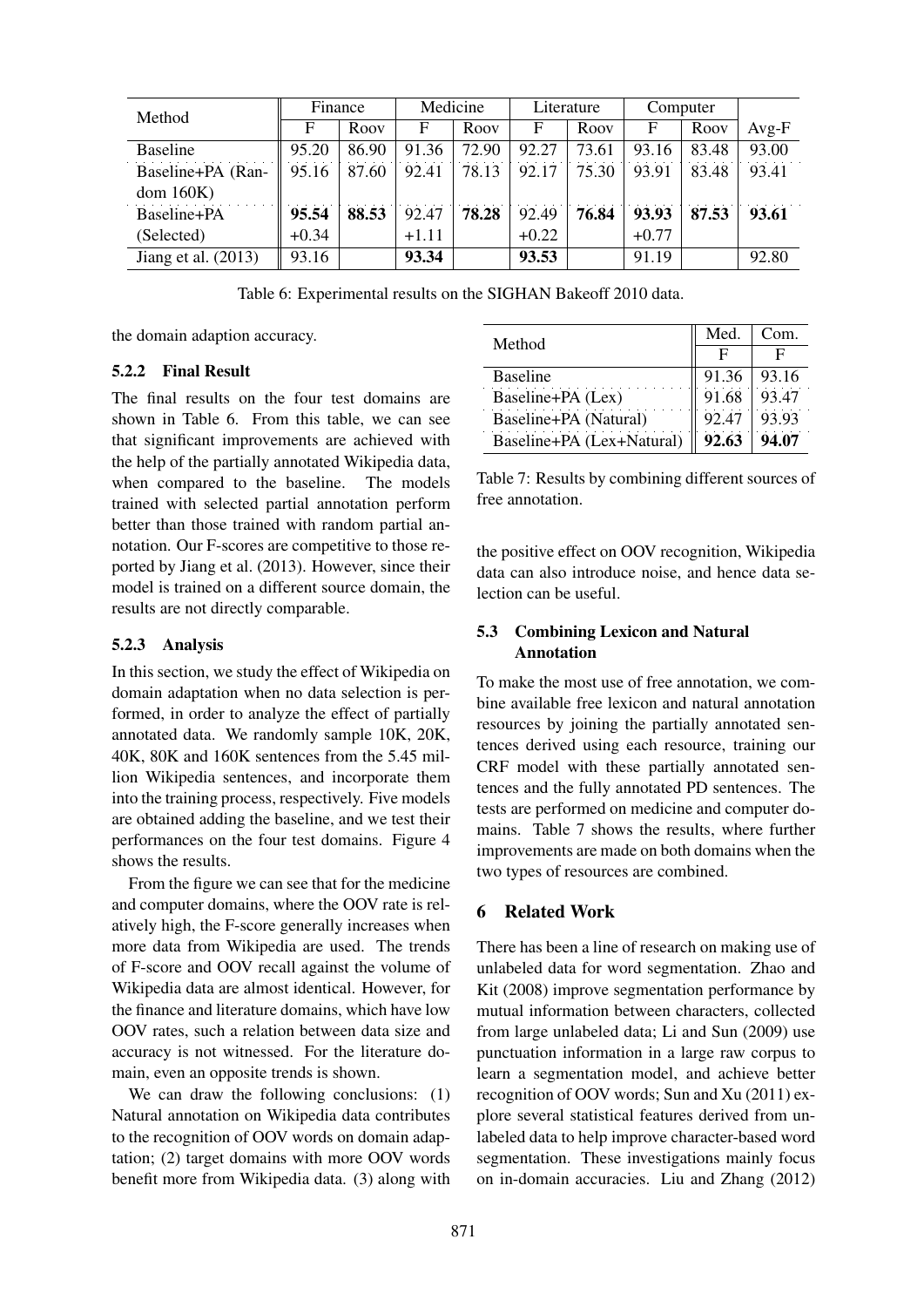| Method | Finance | | Medicine | | Literature | | Computer | | |
|---|---|---|---|---|---|---|---|---|---|
| | F | Roov | F | Roov | F | Roov | F | Roov | Avg-F |
| Baseline | 95.20 | 86.90 | 91.36 | 72.90 | 92.27 | 73.61 | 93.16 | 83.48 | 93.00 |
| Baseline+PA (Random 160K) | 95.16 | 87.60 | 92.41 | 78.13 | 92.17 | 75.30 | 93.91 | 83.48 | 93.41 |
| Baseline+PA (Selected) | **95.54** +0.34 | **88.53** | 92.47 +1.11 | **78.28** | 92.49 +0.22 | **76.84** | **93.93** +0.77 | **87.53** | **93.61** |
| Jiang et al. (2013) | 93.16 | | **93.34** | | **93.53** | | 91.19 | | 92.80 |

Table 6: Experimental results on the SIGHAN Bakeoff 2010 data.

the domain adaption accuracy.

### 5.2.2 Final Result

The final results on the four test domains are shown in Table 6. From this table, we can see that significant improvements are achieved with the help of the partially annotated Wikipedia data, when compared to the baseline. The models trained with selected partial annotation perform better than those trained with random partial annotation. Our F-scores are competitive to those reported by Jiang et al. (2013). However, since their model is trained on a different source domain, the results are not directly comparable.

### 5.2.3 Analysis

In this section, we study the effect of Wikipedia on domain adaptation when no data selection is performed, in order to analyze the effect of partially annotated data. We randomly sample 10K, 20K, 40K, 80K and 160K sentences from the 5.45 million Wikipedia sentences, and incorporate them into the training process, respectively. Five models are obtained adding the baseline, and we test their performances on the four test domains. Figure 4 shows the results.

From the figure we can see that for the medicine and computer domains, where the OOV rate is relatively high, the F-score generally increases when more data from Wikipedia are used. The trends of F-score and OOV recall against the volume of Wikipedia data are almost identical. However, for the finance and literature domains, which have low OOV rates, such a relation between data size and accuracy is not witnessed. For the literature domain, even an opposite trends is shown.

We can draw the following conclusions: (1) Natural annotation on Wikipedia data contributes to the recognition of OOV words on domain adaptation; (2) target domains with more OOV words benefit more from Wikipedia data. (3) along with the positive effect on OOV recognition, Wikipedia data can also introduce noise, and hence data selection can be useful.

| Method | Med. | Com. |
|---|---|---|
| | F | F |
| Baseline | 91.36 | 93.16 |
| Baseline+PA (Lex) | 91.68 | 93.47 |
| Baseline+PA (Natural) | 92.47 | 93.93 |
| Baseline+PA (Lex+Natural) | **92.63** | **94.07** |

Table 7: Results by combining different sources of free annotation.

## 5.3 Combining Lexicon and Natural Annotation

To make the most use of free annotation, we combine available free lexicon and natural annotation resources by joining the partially annotated sentences derived using each resource, training our CRF model with these partially annotated sentences and the fully annotated PD sentences. The tests are performed on medicine and computer domains. Table 7 shows the results, where further improvements are made on both domains when the two types of resources are combined.

# 6 Related Work

There has been a line of research on making use of unlabeled data for word segmentation. Zhao and Kit (2008) improve segmentation performance by mutual information between characters, collected from large unlabeled data; Li and Sun (2009) use punctuation information in a large raw corpus to learn a segmentation model, and achieve better recognition of OOV words; Sun and Xu (2011) explore several statistical features derived from unlabeled data to help improve character-based word segmentation. These investigations mainly focus on in-domain accuracies. Liu and Zhang (2012)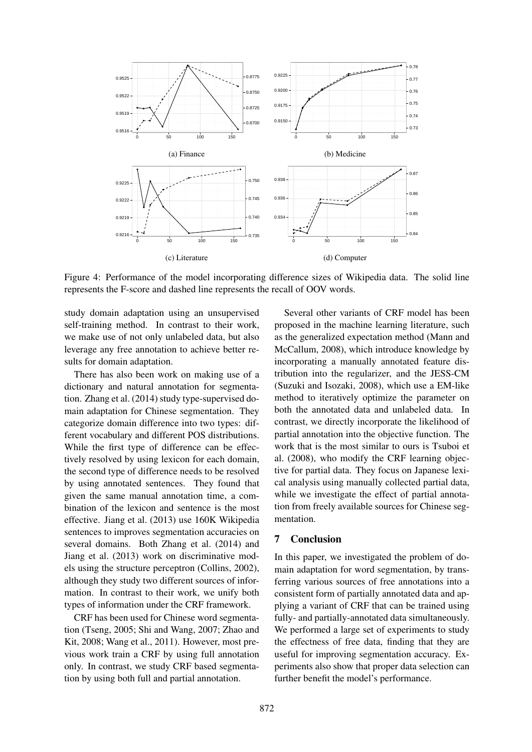(a) Finance

(b) Medicine

(c) Literature

(d) Computer

Figure 4: Performance of the model incorporating difference sizes of Wikipedia data. The solid line represents the F-score and dashed line represents the recall of OOV words.

study domain adaptation using an unsupervised self-training method. In contrast to their work, we make use of not only unlabeled data, but also leverage any free annotation to achieve better results for domain adaptation.

There has also been work on making use of a dictionary and natural annotation for segmentation. Zhang et al. (2014) study type-supervised domain adaptation for Chinese segmentation. They categorize domain difference into two types: different vocabulary and different POS distributions. While the first type of difference can be effectively resolved by using lexicon for each domain, the second type of difference needs to be resolved by using annotated sentences. They found that given the same manual annotation time, a combination of the lexicon and sentence is the most effective. Jiang et al. (2013) use 160K Wikipedia sentences to improves segmentation accuracies on several domains. Both Zhang et al. (2014) and Jiang et al. (2013) work on discriminative models using the structure perceptron (Collins, 2002), although they study two different sources of information. In contrast to their work, we unify both types of information under the CRF framework.

CRF has been used for Chinese word segmentation (Tseng, 2005; Shi and Wang, 2007; Zhao and Kit, 2008; Wang et al., 2011). However, most previous work train a CRF by using full annotation only. In contrast, we study CRF based segmentation by using both full and partial annotation.

Several other variants of CRF model has been proposed in the machine learning literature, such as the generalized expectation method (Mann and McCallum, 2008), which introduce knowledge by incorporating a manually annotated feature distribution into the regularizer, and the JESS-CM (Suzuki and Isozaki, 2008), which use a EM-like method to iteratively optimize the parameter on both the annotated data and unlabeled data. In contrast, we directly incorporate the likelihood of partial annotation into the objective function. The work that is the most similar to ours is Tsuboi et al. (2008), who modify the CRF learning objective for partial data. They focus on Japanese lexical analysis using manually collected partial data, while we investigate the effect of partial annotation from freely available sources for Chinese segmentation.

## 7 Conclusion

In this paper, we investigated the problem of domain adaptation for word segmentation, by transferring various sources of free annotations into a consistent form of partially annotated data and applying a variant of CRF that can be trained using fully- and partially-annotated data simultaneously. We performed a large set of experiments to study the effectness of free data, finding that they are useful for improving segmentation accuracy. Experiments also show that proper data selection can further benefit the model's performance.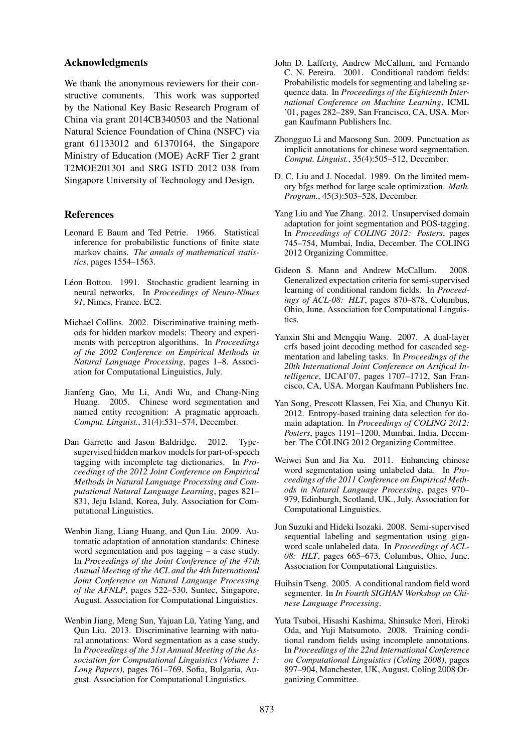## Acknowledgments

We thank the anonymous reviewers for their constructive comments. This work was supported by the National Key Basic Research Program of China via grant 2014CB340503 and the National Natural Science Foundation of China (NSFC) via grant 61133012 and 61370164, the Singapore Ministry of Education (MOE) AcRF Tier 2 grant T2MOE201301 and SRG ISTD 2012 038 from Singapore University of Technology and Design.

## References

Leonard E Baum and Ted Petrie. 1966. Statistical inference for probabilistic functions of finite state markov chains. *The annals of mathematical statistics*, pages 1554–1563.

Léon Bottou. 1991. Stochastic gradient learning in neural networks. In *Proceedings of Neuro-Nîmes 91*, Nimes, France. EC2.

Michael Collins. 2002. Discriminative training methods for hidden markov models: Theory and experiments with perceptron algorithms. In *Proceedings of the 2002 Conference on Empirical Methods in Natural Language Processing*, pages 1–8. Association for Computational Linguistics, July.

Jianfeng Gao, Mu Li, Andi Wu, and Chang-Ning Huang. 2005. Chinese word segmentation and named entity recognition: A pragmatic approach. *Comput. Linguist.*, 31(4):531–574, December.

Dan Garrette and Jason Baldridge. 2012. Type-supervised hidden markov models for part-of-speech tagging with incomplete tag dictionaries. In *Proceedings of the 2012 Joint Conference on Empirical Methods in Natural Language Processing and Computational Natural Language Learning*, pages 821–831, Jeju Island, Korea, July. Association for Computational Linguistics.

Wenbin Jiang, Liang Huang, and Qun Liu. 2009. Automatic adaptation of annotation standards: Chinese word segmentation and pos tagging – a case study. In *Proceedings of the Joint Conference of the 47th Annual Meeting of the ACL and the 4th International Joint Conference on Natural Language Processing of the AFNLP*, pages 522–530, Suntec, Singapore, August. Association for Computational Linguistics.

Wenbin Jiang, Meng Sun, Yajuan Lü, Yating Yang, and Qun Liu. 2013. Discriminative learning with natural annotations: Word segmentation as a case study. In *Proceedings of the 51st Annual Meeting of the Association for Computational Linguistics (Volume 1: Long Papers)*, pages 761–769, Sofia, Bulgaria, August. Association for Computational Linguistics.

John D. Lafferty, Andrew McCallum, and Fernando C. N. Pereira. 2001. Conditional random fields: Probabilistic models for segmenting and labeling sequence data. In *Proceedings of the Eighteenth International Conference on Machine Learning*, ICML '01, pages 282–289, San Francisco, CA, USA. Morgan Kaufmann Publishers Inc.

Zhongguo Li and Maosong Sun. 2009. Punctuation as implicit annotations for chinese word segmentation. *Comput. Linguist.*, 35(4):505–512, December.

D. C. Liu and J. Nocedal. 1989. On the limited memory bfgs method for large scale optimization. *Math. Program.*, 45(3):503–528, December.

Yang Liu and Yue Zhang. 2012. Unsupervised domain adaptation for joint segmentation and POS-tagging. In *Proceedings of COLING 2012: Posters*, pages 745–754, Mumbai, India, December. The COLING 2012 Organizing Committee.

Gideon S. Mann and Andrew McCallum. 2008. Generalized expectation criteria for semi-supervised learning of conditional random fields. In *Proceedings of ACL-08: HLT*, pages 870–878, Columbus, Ohio, June. Association for Computational Linguistics.

Yanxin Shi and Mengqiu Wang. 2007. A dual-layer crfs based joint decoding method for cascaded segmentation and labeling tasks. In *Proceedings of the 20th International Joint Conference on Artifical Intelligence*, IJCAI'07, pages 1707–1712, San Francisco, CA, USA. Morgan Kaufmann Publishers Inc.

Yan Song, Prescott Klassen, Fei Xia, and Chunyu Kit. 2012. Entropy-based training data selection for domain adaptation. In *Proceedings of COLING 2012: Posters*, pages 1191–1200, Mumbai, India, December. The COLING 2012 Organizing Committee.

Weiwei Sun and Jia Xu. 2011. Enhancing chinese word segmentation using unlabeled data. In *Proceedings of the 2011 Conference on Empirical Methods in Natural Language Processing*, pages 970–979, Edinburgh, Scotland, UK., July. Association for Computational Linguistics.

Jun Suzuki and Hideki Isozaki. 2008. Semi-supervised sequential labeling and segmentation using giga-word scale unlabeled data. In *Proceedings of ACL-08: HLT*, pages 665–673, Columbus, Ohio, June. Association for Computational Linguistics.

Huihsin Tseng. 2005. A conditional random field word segmenter. In *In Fourth SIGHAN Workshop on Chinese Language Processing*.

Yuta Tsuboi, Hisashi Kashima, Shinsuke Mori, Hiroki Oda, and Yuji Matsumoto. 2008. Training conditional random fields using incomplete annotations. In *Proceedings of the 22nd International Conference on Computational Linguistics (Coling 2008)*, pages 897–904, Manchester, UK, August. Coling 2008 Organizing Committee.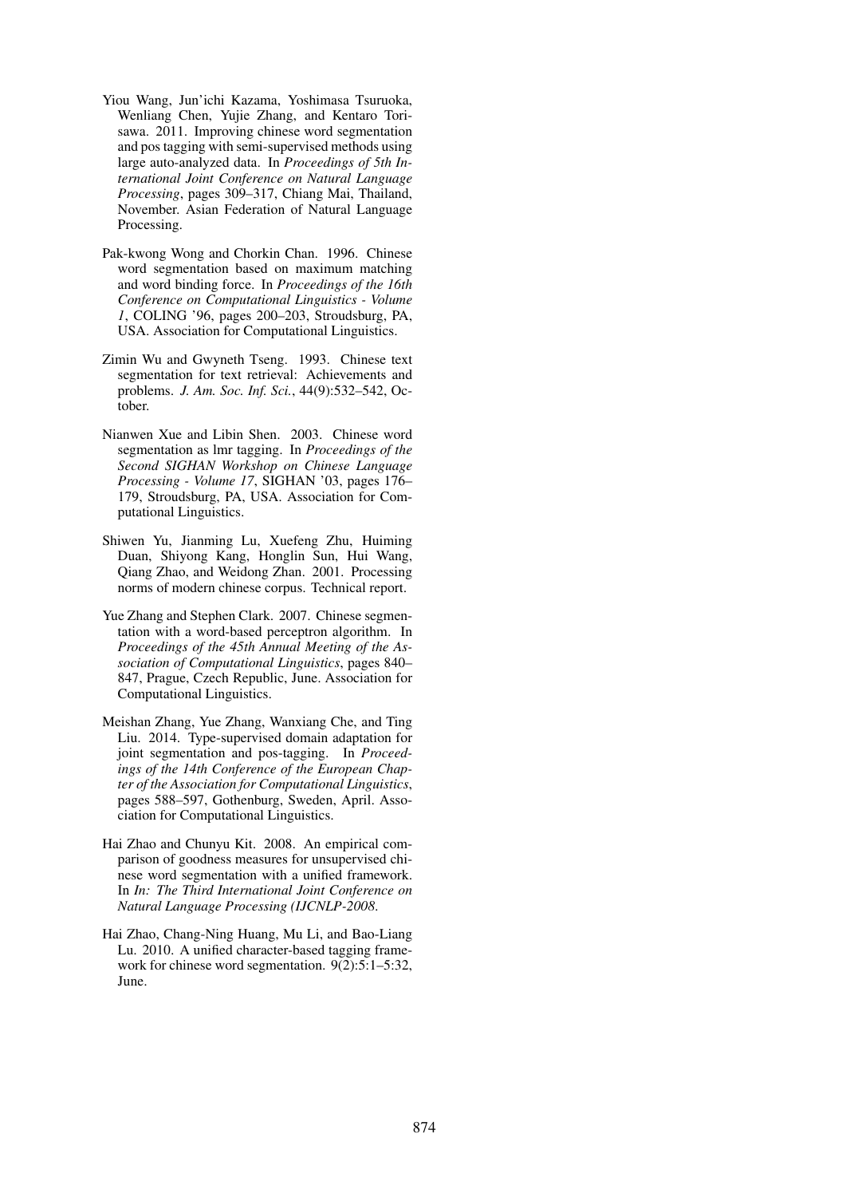Yiou Wang, Jun'ichi Kazama, Yoshimasa Tsuruoka, Wenliang Chen, Yujie Zhang, and Kentaro Torisawa. 2011. Improving chinese word segmentation and pos tagging with semi-supervised methods using large auto-analyzed data. In *Proceedings of 5th International Joint Conference on Natural Language Processing*, pages 309–317, Chiang Mai, Thailand, November. Asian Federation of Natural Language Processing.

Pak-kwong Wong and Chorkin Chan. 1996. Chinese word segmentation based on maximum matching and word binding force. In *Proceedings of the 16th Conference on Computational Linguistics - Volume 1*, COLING '96, pages 200–203, Stroudsburg, PA, USA. Association for Computational Linguistics.

Zimin Wu and Gwyneth Tseng. 1993. Chinese text segmentation for text retrieval: Achievements and problems. *J. Am. Soc. Inf. Sci.*, 44(9):532–542, October.

Nianwen Xue and Libin Shen. 2003. Chinese word segmentation as lmr tagging. In *Proceedings of the Second SIGHAN Workshop on Chinese Language Processing - Volume 17*, SIGHAN '03, pages 176–179, Stroudsburg, PA, USA. Association for Computational Linguistics.

Shiwen Yu, Jianming Lu, Xuefeng Zhu, Huiming Duan, Shiyong Kang, Honglin Sun, Hui Wang, Qiang Zhao, and Weidong Zhan. 2001. Processing norms of modern chinese corpus. Technical report.

Yue Zhang and Stephen Clark. 2007. Chinese segmentation with a word-based perceptron algorithm. In *Proceedings of the 45th Annual Meeting of the Association of Computational Linguistics*, pages 840–847, Prague, Czech Republic, June. Association for Computational Linguistics.

Meishan Zhang, Yue Zhang, Wanxiang Che, and Ting Liu. 2014. Type-supervised domain adaptation for joint segmentation and pos-tagging. In *Proceedings of the 14th Conference of the European Chapter of the Association for Computational Linguistics*, pages 588–597, Gothenburg, Sweden, April. Association for Computational Linguistics.

Hai Zhao and Chunyu Kit. 2008. An empirical comparison of goodness measures for unsupervised chinese word segmentation with a unified framework. In *In: The Third International Joint Conference on Natural Language Processing (IJCNLP-2008.*

Hai Zhao, Chang-Ning Huang, Mu Li, and Bao-Liang Lu. 2010. A unified character-based tagging framework for chinese word segmentation. 9(2):5:1–5:32, June.